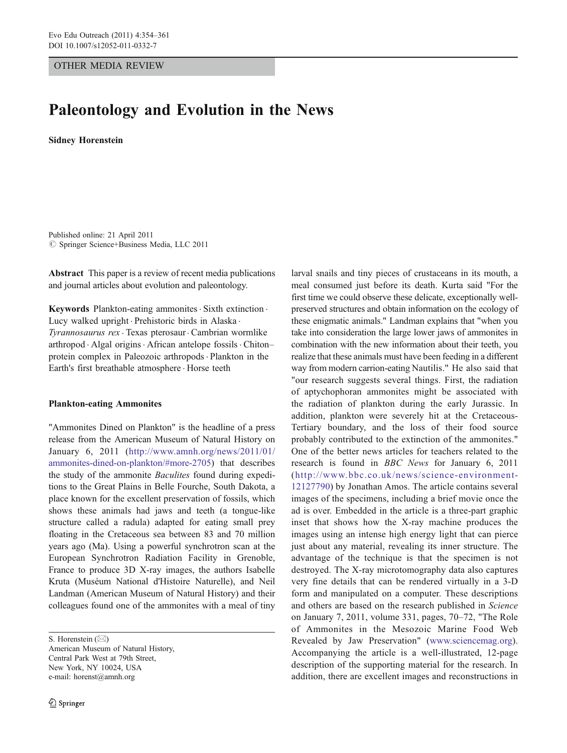OTHER MEDIA REVIEW

# Paleontology and Evolution in the News

**Sidney Horenstein**

Published online: 21 April 2011
© Springer Science+Business Media, LLC 2011

**Abstract** This paper is a review of recent media publications and journal articles about evolution and paleontology.

**Keywords** Plankton-eating ammonites · Sixth extinction · Lucy walked upright · Prehistoric birds in Alaska · *Tyrannosaurus rex* · Texas pterosaur · Cambrian wormlike arthropod · Algal origins · African antelope fossils · Chiton–protein complex in Paleozoic arthropods · Plankton in the Earth's first breathable atmosphere · Horse teeth

## Plankton-eating Ammonites

"Ammonites Dined on Plankton" is the headline of a press release from the American Museum of Natural History on January 6, 2011 (http://www.amnh.org/news/2011/01/ammonites-dined-on-plankton/#more-2705) that describes the study of the ammonite *Baculites* found during expeditions to the Great Plains in Belle Fourche, South Dakota, a place known for the excellent preservation of fossils, which shows these animals had jaws and teeth (a tongue-like structure called a radula) adapted for eating small prey floating in the Cretaceous sea between 83 and 70 million years ago (Ma). Using a powerful synchrotron scan at the European Synchrotron Radiation Facility in Grenoble, France to produce 3D X-ray images, the authors Isabelle Kruta (Muséum National d'Histoire Naturelle), and Neil Landman (American Museum of Natural History) and their colleagues found one of the ammonites with a meal of tiny larval snails and tiny pieces of crustaceans in its mouth, a meal consumed just before its death. Kurta said "For the first time we could observe these delicate, exceptionally well-preserved structures and obtain information on the ecology of these enigmatic animals." Landman explains that "when you take into consideration the large lower jaws of ammonites in combination with the new information about their teeth, you realize that these animals must have been feeding in a different way from modern carrion-eating Nautilis." He also said that "our research suggests several things. First, the radiation of aptychophoran ammonites might be associated with the radiation of plankton during the early Jurassic. In addition, plankton were severely hit at the Cretaceous-Tertiary boundary, and the loss of their food source probably contributed to the extinction of the ammonites." One of the better news articles for teachers related to the research is found in *BBC News* for January 6, 2011 (http://www.bbc.co.uk/news/science-environment-12127790) by Jonathan Amos. The article contains several images of the specimens, including a brief movie once the ad is over. Embedded in the article is a three-part graphic inset that shows how the X-ray machine produces the images using an intense high energy light that can pierce just about any material, revealing its inner structure. The advantage of the technique is that the specimen is not destroyed. The X-ray microtomography data also captures very fine details that can be rendered virtually in a 3-D form and manipulated on a computer. These descriptions and others are based on the research published in *Science* on January 7, 2011, volume 331, pages, 70–72, "The Role of Ammonites in the Mesozoic Marine Food Web Revealed by Jaw Preservation" (www.sciencemag.org). Accompanying the article is a well-illustrated, 12-page description of the supporting material for the research. In addition, there are excellent images and reconstructions in

S. Horenstein (✉)
American Museum of Natural History,
Central Park West at 79th Street,
New York, NY 10024, USA
e-mail: horenst@amnh.org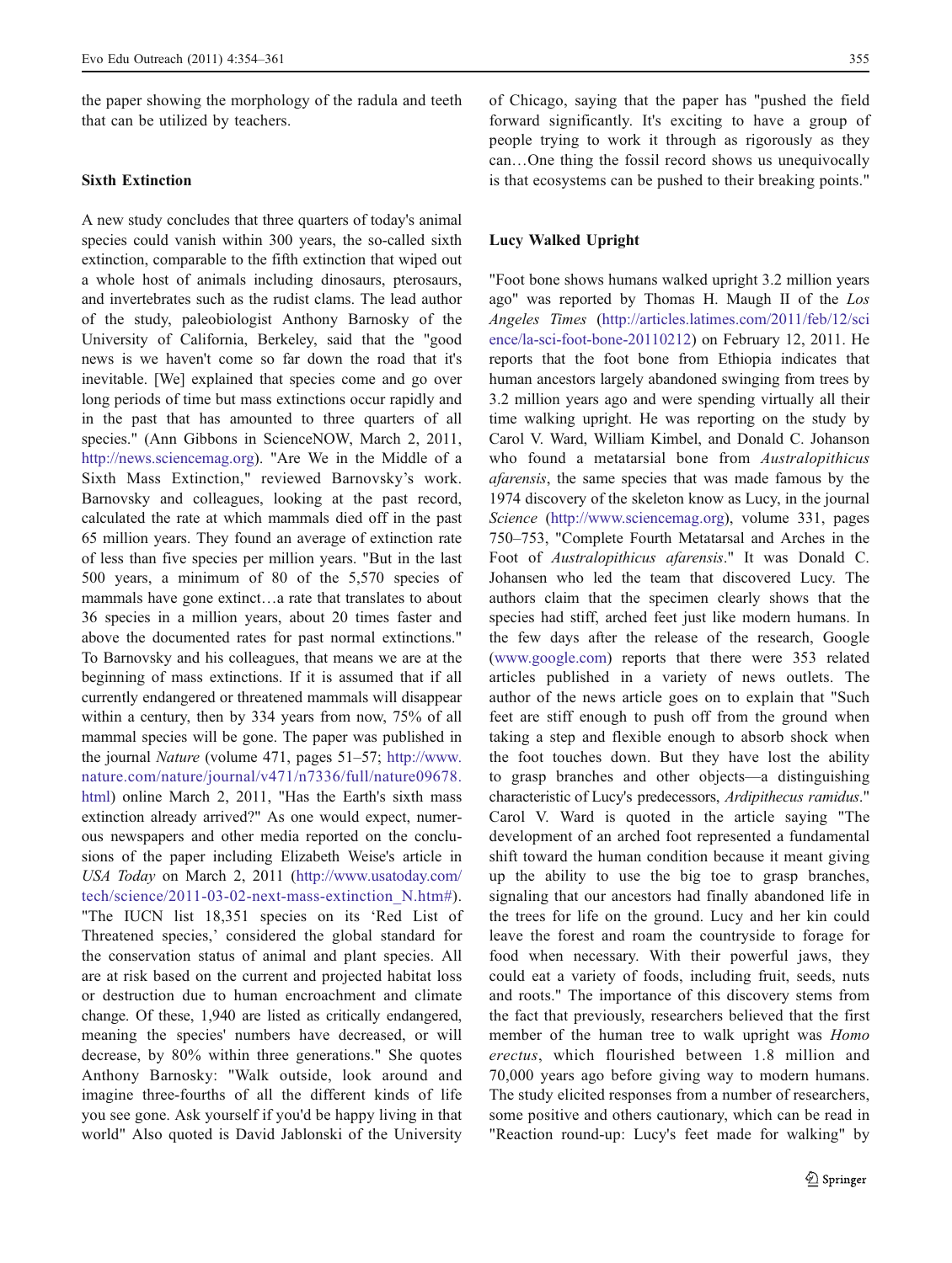the paper showing the morphology of the radula and teeth that can be utilized by teachers.

### Sixth Extinction

A new study concludes that three quarters of today's animal species could vanish within 300 years, the so-called sixth extinction, comparable to the fifth extinction that wiped out a whole host of animals including dinosaurs, pterosaurs, and invertebrates such as the rudist clams. The lead author of the study, paleobiologist Anthony Barnosky of the University of California, Berkeley, said that the "good news is we haven't come so far down the road that it's inevitable. [We] explained that species come and go over long periods of time but mass extinctions occur rapidly and in the past that has amounted to three quarters of all species." (Ann Gibbons in ScienceNOW, March 2, 2011, http://news.sciencemag.org). "Are We in the Middle of a Sixth Mass Extinction," reviewed Barnovsky's work. Barnovsky and colleagues, looking at the past record, calculated the rate at which mammals died off in the past 65 million years. They found an average of extinction rate of less than five species per million years. "But in the last 500 years, a minimum of 80 of the 5,570 species of mammals have gone extinct…a rate that translates to about 36 species in a million years, about 20 times faster and above the documented rates for past normal extinctions." To Barnovsky and his colleagues, that means we are at the beginning of mass extinctions. If it is assumed that if all currently endangered or threatened mammals will disappear within a century, then by 334 years from now, 75% of all mammal species will be gone. The paper was published in the journal *Nature* (volume 471, pages 51–57; http://www.nature.com/nature/journal/v471/n7336/full/nature09678.html) online March 2, 2011, "Has the Earth's sixth mass extinction already arrived?" As one would expect, numerous newspapers and other media reported on the conclusions of the paper including Elizabeth Weise's article in *USA Today* on March 2, 2011 (http://www.usatoday.com/tech/science/2011-03-02-next-mass-extinction_N.htm#). "The IUCN list 18,351 species on its 'Red List of Threatened species,' considered the global standard for the conservation status of animal and plant species. All are at risk based on the current and projected habitat loss or destruction due to human encroachment and climate change. Of these, 1,940 are listed as critically endangered, meaning the species' numbers have decreased, or will decrease, by 80% within three generations." She quotes Anthony Barnosky: "Walk outside, look around and imagine three-fourths of all the different kinds of life you see gone. Ask yourself if you'd be happy living in that world" Also quoted is David Jablonski of the University of Chicago, saying that the paper has "pushed the field forward significantly. It's exciting to have a group of people trying to work it through as rigorously as they can…One thing the fossil record shows us unequivocally is that ecosystems can be pushed to their breaking points."

### Lucy Walked Upright

"Foot bone shows humans walked upright 3.2 million years ago" was reported by Thomas H. Maugh II of the *Los Angeles Times* (http://articles.latimes.com/2011/feb/12/science/la-sci-foot-bone-20110212) on February 12, 2011. He reports that the foot bone from Ethiopia indicates that human ancestors largely abandoned swinging from trees by 3.2 million years ago and were spending virtually all their time walking upright. He was reporting on the study by Carol V. Ward, William Kimbel, and Donald C. Johanson who found a metatarsial bone from *Australopithecus afarensis*, the same species that was made famous by the 1974 discovery of the skeleton know as Lucy, in the journal *Science* (http://www.sciencemag.org), volume 331, pages 750–753, "Complete Fourth Metatarsal and Arches in the Foot of *Australopithecus afarensis*." It was Donald C. Johansen who led the team that discovered Lucy. The authors claim that the specimen clearly shows that the species had stiff, arched feet just like modern humans. In the few days after the release of the research, Google (www.google.com) reports that there were 353 related articles published in a variety of news outlets. The author of the news article goes on to explain that "Such feet are stiff enough to push off from the ground when taking a step and flexible enough to absorb shock when the foot touches down. But they have lost the ability to grasp branches and other objects—a distinguishing characteristic of Lucy's predecessors, *Ardipithecus ramidus*." Carol V. Ward is quoted in the article saying "The development of an arched foot represented a fundamental shift toward the human condition because it meant giving up the ability to use the big toe to grasp branches, signaling that our ancestors had finally abandoned life in the trees for life on the ground. Lucy and her kin could leave the forest and roam the countryside to forage for food when necessary. With their powerful jaws, they could eat a variety of foods, including fruit, seeds, nuts and roots." The importance of this discovery stems from the fact that previously, researchers believed that the first member of the human tree to walk upright was *Homo erectus*, which flourished between 1.8 million and 70,000 years ago before giving way to modern humans. The study elicited responses from a number of researchers, some positive and others cautionary, which can be read in "Reaction round-up: Lucy's feet made for walking" by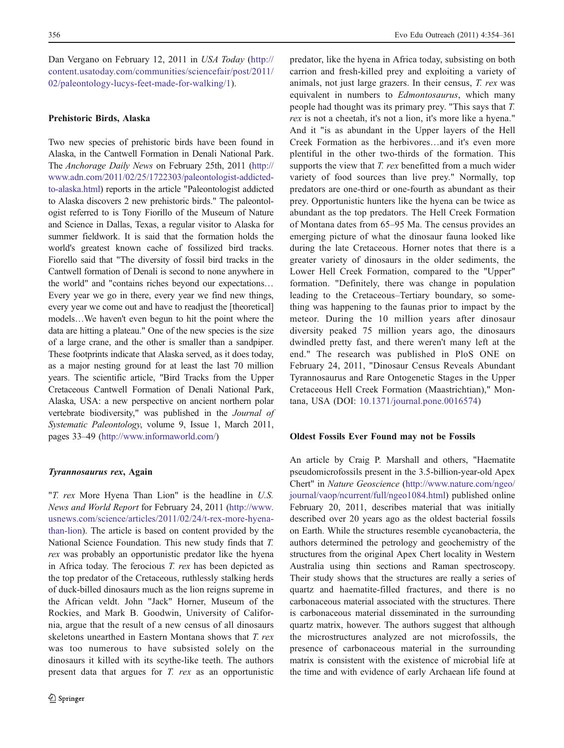Dan Vergano on February 12, 2011 in *USA Today* (http://content.usatoday.com/communities/sciencefair/post/2011/02/paleontology-lucys-feet-made-for-walking/1).

### Prehistoric Birds, Alaska

Two new species of prehistoric birds have been found in Alaska, in the Cantwell Formation in Denali National Park. The *Anchorage Daily News* on February 25th, 2011 (http://www.adn.com/2011/02/25/1722303/paleontologist-addicted-to-alaska.html) reports in the article "Paleontologist addicted to Alaska discovers 2 new prehistoric birds." The paleontologist referred to is Tony Fiorillo of the Museum of Nature and Science in Dallas, Texas, a regular visitor to Alaska for summer fieldwork. It is said that the formation holds the world's greatest known cache of fossilized bird tracks. Fiorello said that "The diversity of fossil bird tracks in the Cantwell formation of Denali is second to none anywhere in the world" and "contains riches beyond our expectations… Every year we go in there, every year we find new things, every year we come out and have to readjust the [theoretical] models…We haven't even begun to hit the point where the data are hitting a plateau." One of the new species is the size of a large crane, and the other is smaller than a sandpiper. These footprints indicate that Alaska served, as it does today, as a major nesting ground for at least the last 70 million years. The scientific article, "Bird Tracks from the Upper Cretaceous Cantwell Formation of Denali National Park, Alaska, USA: a new perspective on ancient northern polar vertebrate biodiversity," was published in the *Journal of Systematic Paleontology*, volume 9, Issue 1, March 2011, pages 33–49 (http://www.informaworld.com/)

### *Tyrannosaurus rex*, Again

"*T. rex* More Hyena Than Lion" is the headline in *U.S. News and World Report* for February 24, 2011 (http://www.usnews.com/science/articles/2011/02/24/t-rex-more-hyena-than-lion). The article is based on content provided by the National Science Foundation. This new study finds that *T. rex* was probably an opportunistic predator like the hyena in Africa today. The ferocious *T. rex* has been depicted as the top predator of the Cretaceous, ruthlessly stalking herds of duck-billed dinosaurs much as the lion reigns supreme in the African veldt. John "Jack" Horner, Museum of the Rockies, and Mark B. Goodwin, University of California, argue that the result of a new census of all dinosaurs skeletons unearthed in Eastern Montana shows that *T. rex* was too numerous to have subsisted solely on the dinosaurs it killed with its scythe-like teeth. The authors present data that argues for *T. rex* as an opportunistic predator, like the hyena in Africa today, subsisting on both carrion and fresh-killed prey and exploiting a variety of animals, not just large grazers. In their census, *T. rex* was equivalent in numbers to *Edmontosaurus*, which many people had thought was its primary prey. "This says that *T. rex* is not a cheetah, it's not a lion, it's more like a hyena." And it "is as abundant in the Upper layers of the Hell Creek Formation as the herbivores…and it's even more plentiful in the other two-thirds of the formation. This supports the view that *T. rex* benefitted from a much wider variety of food sources than live prey." Normally, top predators are one-third or one-fourth as abundant as their prey. Opportunistic hunters like the hyena can be twice as abundant as the top predators. The Hell Creek Formation of Montana dates from 65–95 Ma. The census provides an emerging picture of what the dinosaur fauna looked like during the late Cretaceous. Horner notes that there is a greater variety of dinosaurs in the older sediments, the Lower Hell Creek Formation, compared to the "Upper" formation. "Definitely, there was change in population leading to the Cretaceous–Tertiary boundary, so something was happening to the faunas prior to impact by the meteor. During the 10 million years after dinosaur diversity peaked 75 million years ago, the dinosaurs dwindled pretty fast, and there weren't many left at the end." The research was published in PloS ONE on February 24, 2011, "Dinosaur Census Reveals Abundant Tyrannosaurus and Rare Ontogenetic Stages in the Upper Cretaceous Hell Creek Formation (Maastrichtian)," Montana, USA (DOI: 10.1371/journal.pone.0016574)

### Oldest Fossils Ever Found may not be Fossils

An article by Craig P. Marshall and others, "Haematite pseudomicrofossils present in the 3.5-billion-year-old Apex Chert" in *Nature Geoscience* (http://www.nature.com/ngeo/journal/vaop/ncurrent/full/ngeo1084.html) published online February 20, 2011, describes material that was initially described over 20 years ago as the oldest bacterial fossils on Earth. While the structures resemble cycanobacteria, the authors determined the petrology and geochemistry of the structures from the original Apex Chert locality in Western Australia using thin sections and Raman spectroscopy. Their study shows that the structures are really a series of quartz and haematite-filled fractures, and there is no carbonaceous material associated with the structures. There is carbonaceous material disseminated in the surrounding quartz matrix, however. The authors suggest that although the microstructures analyzed are not microfossils, the presence of carbonaceous material in the surrounding matrix is consistent with the existence of microbial life at the time and with evidence of early Archaean life found at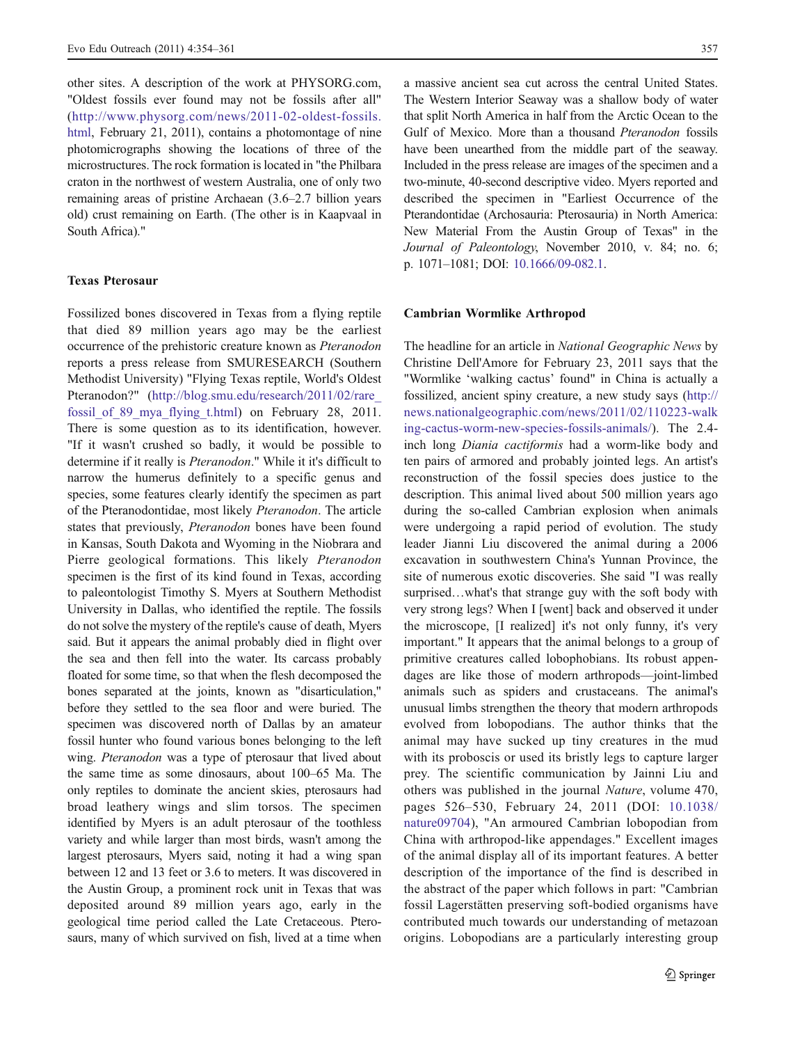other sites. A description of the work at PHYSORG.com, "Oldest fossils ever found may not be fossils after all" (http://www.physorg.com/news/2011-02-oldest-fossils.html, February 21, 2011), contains a photomontage of nine photomicrographs showing the locations of three of the microstructures. The rock formation is located in "the Philbara craton in the northwest of western Australia, one of only two remaining areas of pristine Archaean (3.6–2.7 billion years old) crust remaining on Earth. (The other is in Kaapvaal in South Africa)."

### Texas Pterosaur

Fossilized bones discovered in Texas from a flying reptile that died 89 million years ago may be the earliest occurrence of the prehistoric creature known as *Pteranodon* reports a press release from SMURESEARCH (Southern Methodist University) "Flying Texas reptile, World's Oldest Pteranodon?" (http://blog.smu.edu/research/2011/02/rare_fossil_of_89_mya_flying_t.html) on February 28, 2011. There is some question as to its identification, however. "If it wasn't crushed so badly, it would be possible to determine if it really is *Pteranodon*." While it it's difficult to narrow the humerus definitely to a specific genus and species, some features clearly identify the specimen as part of the Pteranodontidae, most likely *Pteranodon*. The article states that previously, *Pteranodon* bones have been found in Kansas, South Dakota and Wyoming in the Niobrara and Pierre geological formations. This likely *Pteranodon* specimen is the first of its kind found in Texas, according to paleontologist Timothy S. Myers at Southern Methodist University in Dallas, who identified the reptile. The fossils do not solve the mystery of the reptile's cause of death, Myers said. But it appears the animal probably died in flight over the sea and then fell into the water. Its carcass probably floated for some time, so that when the flesh decomposed the bones separated at the joints, known as "disarticulation," before they settled to the sea floor and were buried. The specimen was discovered north of Dallas by an amateur fossil hunter who found various bones belonging to the left wing. *Pteranodon* was a type of pterosaur that lived about the same time as some dinosaurs, about 100–65 Ma. The only reptiles to dominate the ancient skies, pterosaurs had broad leathery wings and slim torsos. The specimen identified by Myers is an adult pterosaur of the toothless variety and while larger than most birds, wasn't among the largest pterosaurs, Myers said, noting it had a wing span between 12 and 13 feet or 3.6 to meters. It was discovered in the Austin Group, a prominent rock unit in Texas that was deposited around 89 million years ago, early in the geological time period called the Late Cretaceous. Pterosaurs, many of which survived on fish, lived at a time when a massive ancient sea cut across the central United States. The Western Interior Seaway was a shallow body of water that split North America in half from the Arctic Ocean to the Gulf of Mexico. More than a thousand *Pteranodon* fossils have been unearthed from the middle part of the seaway. Included in the press release are images of the specimen and a two-minute, 40-second descriptive video. Myers reported and described the specimen in "Earliest Occurrence of the Pterandontidae (Archosauria: Pterosauria) in North America: New Material From the Austin Group of Texas" in the *Journal of Paleontology*, November 2010, v. 84; no. 6; p. 1071–1081; DOI: 10.1666/09-082.1.

### Cambrian Wormlike Arthropod

The headline for an article in *National Geographic News* by Christine Dell'Amore for February 23, 2011 says that the "Wormlike 'walking cactus' found" in China is actually a fossilized, ancient spiny creature, a new study says (http://news.nationalgeographic.com/news/2011/02/110223-walking-cactus-worm-new-species-fossils-animals/). The 2.4-inch long *Diania cactiformis* had a worm-like body and ten pairs of armored and probably jointed legs. An artist's reconstruction of the fossil species does justice to the description. This animal lived about 500 million years ago during the so-called Cambrian explosion when animals were undergoing a rapid period of evolution. The study leader Jianni Liu discovered the animal during a 2006 excavation in southwestern China's Yunnan Province, the site of numerous exotic discoveries. She said "I was really surprised…what's that strange guy with the soft body with very strong legs? When I [went] back and observed it under the microscope, [I realized] it's not only funny, it's very important." It appears that the animal belongs to a group of primitive creatures called lobophobians. Its robust appendages are like those of modern arthropods—joint-limbed animals such as spiders and crustaceans. The animal's unusual limbs strengthen the theory that modern arthropods evolved from lobopodians. The author thinks that the animal may have sucked up tiny creatures in the mud with its proboscis or used its bristly legs to capture larger prey. The scientific communication by Jainni Liu and others was published in the journal *Nature*, volume 470, pages 526–530, February 24, 2011 (DOI: 10.1038/nature09704), "An armoured Cambrian lobopodian from China with arthropod-like appendages." Excellent images of the animal display all of its important features. A better description of the importance of the find is described in the abstract of the paper which follows in part: "Cambrian fossil Lagerstätten preserving soft-bodied organisms have contributed much towards our understanding of metazoan origins. Lobopodians are a particularly interesting group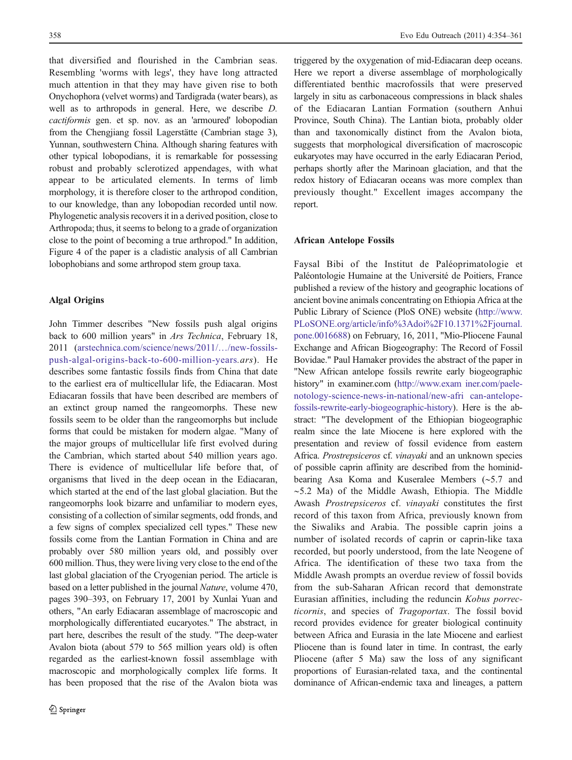that diversified and flourished in the Cambrian seas. Resembling 'worms with legs', they have long attracted much attention in that they may have given rise to both Onychophora (velvet worms) and Tardigrada (water bears), as well as to arthropods in general. Here, we describe *D. cactiformis* gen. et sp. nov. as an 'armoured' lobopodian from the Chengjiang fossil Lagerstätte (Cambrian stage 3), Yunnan, southwestern China. Although sharing features with other typical lobopodians, it is remarkable for possessing robust and probably sclerotized appendages, with what appear to be articulated elements. In terms of limb morphology, it is therefore closer to the arthropod condition, to our knowledge, than any lobopodian recorded until now. Phylogenetic analysis recovers it in a derived position, close to Arthropoda; thus, it seems to belong to a grade of organization close to the point of becoming a true arthropod." In addition, Figure 4 of the paper is a cladistic analysis of all Cambrian lobophobians and some arthropod stem group taxa.

### Algal Origins

John Timmer describes "New fossils push algal origins back to 600 million years" in *Ars Technica*, February 18, 2011 (arstechnica.com/science/news/2011/…/new-fossils-push-algal-origins-back-to-600-million-years.*ars*). He describes some fantastic fossils finds from China that date to the earliest era of multicellular life, the Ediacaran. Most Ediacaran fossils that have been described are members of an extinct group named the rangeomorphs. These new fossils seem to be older than the rangeomorphs but include forms that could be mistaken for modern algae. "Many of the major groups of multicellular life first evolved during the Cambrian, which started about 540 million years ago. There is evidence of multicellular life before that, of organisms that lived in the deep ocean in the Ediacaran, which started at the end of the last global glaciation. But the rangeomorphs look bizarre and unfamiliar to modern eyes, consisting of a collection of similar segments, odd fronds, and a few signs of complex specialized cell types." These new fossils come from the Lantian Formation in China and are probably over 580 million years old, and possibly over 600 million. Thus, they were living very close to the end of the last global glaciation of the Cryogenian period. The article is based on a letter published in the journal *Nature*, volume 470, pages 390–393, on February 17, 2001 by Xunlai Yuan and others, "An early Ediacaran assemblage of macroscopic and morphologically differentiated eucaryotes." The abstract, in part here, describes the result of the study. "The deep-water Avalon biota (about 579 to 565 million years old) is often regarded as the earliest-known fossil assemblage with macroscopic and morphologically complex life forms. It has been proposed that the rise of the Avalon biota was triggered by the oxygenation of mid-Ediacaran deep oceans. Here we report a diverse assemblage of morphologically differentiated benthic macrofossils that were preserved largely in situ as carbonaceous compressions in black shales of the Ediacaran Lantian Formation (southern Anhui Province, South China). The Lantian biota, probably older than and taxonomically distinct from the Avalon biota, suggests that morphological diversification of macroscopic eukaryotes may have occurred in the early Ediacaran Period, perhaps shortly after the Marinoan glaciation, and that the redox history of Ediacaran oceans was more complex than previously thought." Excellent images accompany the report.

### African Antelope Fossils

Faysal Bibi of the Institut de Paléoprimatologie et Paléontologie Humaine at the Université de Poitiers, France published a review of the history and geographic locations of ancient bovine animals concentrating on Ethiopia Africa at the Public Library of Science (PloS ONE) website (http://www.PLoSONE.org/article/info%3Adoi%2F10.1371%2Fjournal.pone.0016688) on February, 16, 2011, "Mio-Pliocene Faunal Exchange and African Biogeography: The Record of Fossil Bovidae." Paul Hamaker provides the abstract of the paper in "New African antelope fossils rewrite early biogeographic history" in examiner.com (http://www.examiner.com/paele-notology-science-news-in-national/new-african-antelope-fossils-rewrite-early-biogeographic-history). Here is the abstract: "The development of the Ethiopian biogeographic realm since the late Miocene is here explored with the presentation and review of fossil evidence from eastern Africa. *Prostrepsiceros* cf. *vinayaki* and an unknown species of possible caprin affinity are described from the hominid-bearing Asa Koma and Kuseralee Members (~5.7 and ~5.2 Ma) of the Middle Awash, Ethiopia. The Middle Awash *Prostrepsiceros* cf. *vinayaki* constitutes the first record of this taxon from Africa, previously known from the Siwaliks and Arabia. The possible caprin joins a number of isolated records of caprin or caprin-like taxa recorded, but poorly understood, from the late Neogene of Africa. The identification of these two taxa from the Middle Awash prompts an overdue review of fossil bovids from the sub-Saharan African record that demonstrate Eurasian affinities, including the reduncin *Kobus porrecticornis*, and species of *Tragoportax*. The fossil bovid record provides evidence for greater biological continuity between Africa and Eurasia in the late Miocene and earliest Pliocene than is found later in time. In contrast, the early Pliocene (after 5 Ma) saw the loss of any significant proportions of Eurasian-related taxa, and the continental dominance of African-endemic taxa and lineages, a pattern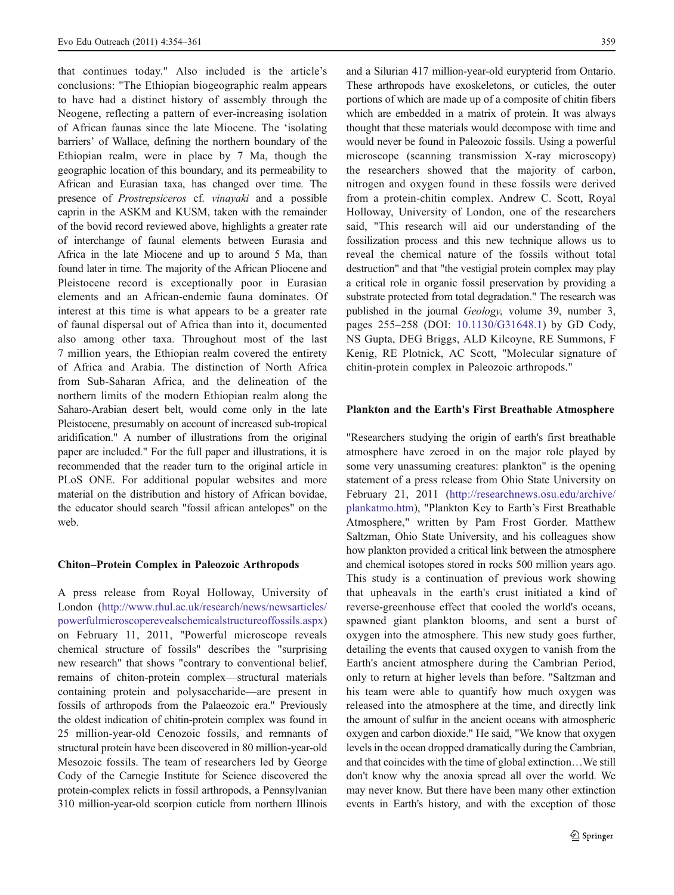that continues today." Also included is the article's conclusions: "The Ethiopian biogeographic realm appears to have had a distinct history of assembly through the Neogene, reflecting a pattern of ever-increasing isolation of African faunas since the late Miocene. The 'isolating barriers' of Wallace, defining the northern boundary of the Ethiopian realm, were in place by 7 Ma, though the geographic location of this boundary, and its permeability to African and Eurasian taxa, has changed over time. The presence of *Prostrepsiceros* cf. *vinayaki* and a possible caprin in the ASKM and KUSM, taken with the remainder of the bovid record reviewed above, highlights a greater rate of interchange of faunal elements between Eurasia and Africa in the late Miocene and up to around 5 Ma, than found later in time. The majority of the African Pliocene and Pleistocene record is exceptionally poor in Eurasian elements and an African-endemic fauna dominates. Of interest at this time is what appears to be a greater rate of faunal dispersal out of Africa than into it, documented also among other taxa. Throughout most of the last 7 million years, the Ethiopian realm covered the entirety of Africa and Arabia. The distinction of North Africa from Sub-Saharan Africa, and the delineation of the northern limits of the modern Ethiopian realm along the Saharo-Arabian desert belt, would come only in the late Pleistocene, presumably on account of increased sub-tropical aridification." A number of illustrations from the original paper are included." For the full paper and illustrations, it is recommended that the reader turn to the original article in PLoS ONE. For additional popular websites and more material on the distribution and history of African bovidae, the educator should search "fossil african antelopes" on the web.

### Chiton–Protein Complex in Paleozoic Arthropods

A press release from Royal Holloway, University of London (http://www.rhul.ac.uk/research/news/newsarticles/powerfulmicroscoperevealschemicalstructureoffossils.aspx) on February 11, 2011, "Powerful microscope reveals chemical structure of fossils" describes the "surprising new research" that shows "contrary to conventional belief, remains of chiton-protein complex—structural materials containing protein and polysaccharide—are present in fossils of arthropods from the Palaeozoic era." Previously the oldest indication of chitin-protein complex was found in 25 million-year-old Cenozoic fossils, and remnants of structural protein have been discovered in 80 million-year-old Mesozoic fossils. The team of researchers led by George Cody of the Carnegie Institute for Science discovered the protein-complex relicts in fossil arthropods, a Pennsylvanian 310 million-year-old scorpion cuticle from northern Illinois and a Silurian 417 million-year-old eurypterid from Ontario. These arthropods have exoskeletons, or cuticles, the outer portions of which are made up of a composite of chitin fibers which are embedded in a matrix of protein. It was always thought that these materials would decompose with time and would never be found in Paleozoic fossils. Using a powerful microscope (scanning transmission X-ray microscopy) the researchers showed that the majority of carbon, nitrogen and oxygen found in these fossils were derived from a protein-chitin complex. Andrew C. Scott, Royal Holloway, University of London, one of the researchers said, "This research will aid our understanding of the fossilization process and this new technique allows us to reveal the chemical nature of the fossils without total destruction" and that "the vestigial protein complex may play a critical role in organic fossil preservation by providing a substrate protected from total degradation." The research was published in the journal *Geology*, volume 39, number 3, pages 255–258 (DOI: 10.1130/G31648.1) by GD Cody, NS Gupta, DEG Briggs, ALD Kilcoyne, RE Summons, F Kenig, RE Plotnick, AC Scott, "Molecular signature of chitin-protein complex in Paleozoic arthropods."

### Plankton and the Earth's First Breathable Atmosphere

"Researchers studying the origin of earth's first breathable atmosphere have zeroed in on the major role played by some very unassuming creatures: plankton" is the opening statement of a press release from Ohio State University on February 21, 2011 (http://researchnews.osu.edu/archive/plankatmo.htm), "Plankton Key to Earth's First Breathable Atmosphere," written by Pam Frost Gorder. Matthew Saltzman, Ohio State University, and his colleagues show how plankton provided a critical link between the atmosphere and chemical isotopes stored in rocks 500 million years ago. This study is a continuation of previous work showing that upheavals in the earth's crust initiated a kind of reverse-greenhouse effect that cooled the world's oceans, spawned giant plankton blooms, and sent a burst of oxygen into the atmosphere. This new study goes further, detailing the events that caused oxygen to vanish from the Earth's ancient atmosphere during the Cambrian Period, only to return at higher levels than before. "Saltzman and his team were able to quantify how much oxygen was released into the atmosphere at the time, and directly link the amount of sulfur in the ancient oceans with atmospheric oxygen and carbon dioxide." He said, "We know that oxygen levels in the ocean dropped dramatically during the Cambrian, and that coincides with the time of global extinction…We still don't know why the anoxia spread all over the world. We may never know. But there have been many other extinction events in Earth's history, and with the exception of those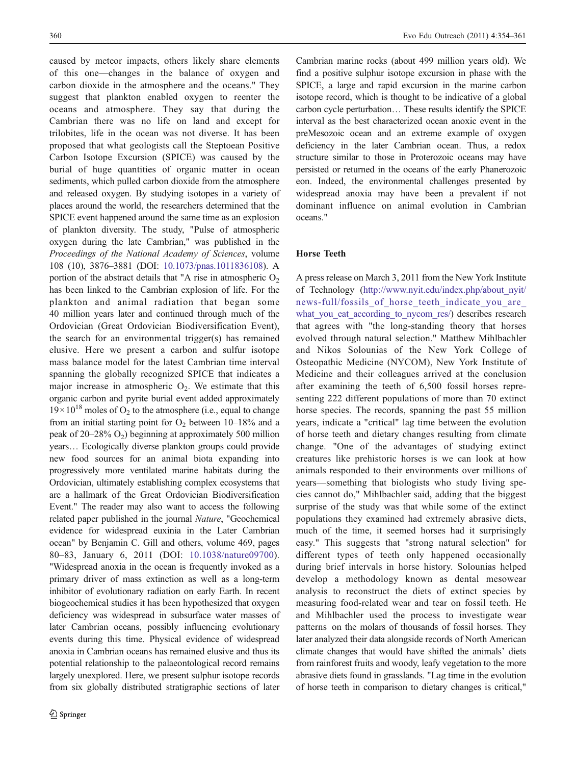caused by meteor impacts, others likely share elements of this one—changes in the balance of oxygen and carbon dioxide in the atmosphere and the oceans." They suggest that plankton enabled oxygen to reenter the oceans and atmosphere. They say that during the Cambrian there was no life on land and except for trilobites, life in the ocean was not diverse. It has been proposed that what geologists call the Steptoean Positive Carbon Isotope Excursion (SPICE) was caused by the burial of huge quantities of organic matter in ocean sediments, which pulled carbon dioxide from the atmosphere and released oxygen. By studying isotopes in a variety of places around the world, the researchers determined that the SPICE event happened around the same time as an explosion of plankton diversity. The study, "Pulse of atmospheric oxygen during the late Cambrian," was published in the *Proceedings of the National Academy of Sciences*, volume 108 (10), 3876–3881 (DOI: 10.1073/pnas.1011836108). A portion of the abstract details that "A rise in atmospheric $O_2$ has been linked to the Cambrian explosion of life. For the plankton and animal radiation that began some 40 million years later and continued through much of the Ordovician (Great Ordovician Biodiversification Event), the search for an environmental trigger(s) has remained elusive. Here we present a carbon and sulfur isotope mass balance model for the latest Cambrian time interval spanning the globally recognized SPICE that indicates a major increase in atmospheric $O_2$. We estimate that this organic carbon and pyrite burial event added approximately $19\times10^{18}$ moles of $O_2$ to the atmosphere (i.e., equal to change from an initial starting point for $O_2$ between 10–18% and a peak of 20–28% $O_2$) beginning at approximately 500 million years… Ecologically diverse plankton groups could provide new food sources for an animal biota expanding into progressively more ventilated marine habitats during the Ordovician, ultimately establishing complex ecosystems that are a hallmark of the Great Ordovician Biodiversification Event." The reader may also want to access the following related paper published in the journal *Nature*, "Geochemical evidence for widespread euxinia in the Later Cambrian ocean" by Benjamin C. Gill and others, volume 469, pages 80–83, January 6, 2011 (DOI: 10.1038/nature09700). "Widespread anoxia in the ocean is frequently invoked as a primary driver of mass extinction as well as a long-term inhibitor of evolutionary radiation on early Earth. In recent biogeochemical studies it has been hypothesized that oxygen deficiency was widespread in subsurface water masses of later Cambrian oceans, possibly influencing evolutionary events during this time. Physical evidence of widespread anoxia in Cambrian oceans has remained elusive and thus its potential relationship to the palaeontological record remains largely unexplored. Here, we present sulphur isotope records from six globally distributed stratigraphic sections of later Cambrian marine rocks (about 499 million years old). We find a positive sulphur isotope excursion in phase with the SPICE, a large and rapid excursion in the marine carbon isotope record, which is thought to be indicative of a global carbon cycle perturbation… These results identify the SPICE interval as the best characterized ocean anoxic event in the preMesozoic ocean and an extreme example of oxygen deficiency in the later Cambrian ocean. Thus, a redox structure similar to those in Proterozoic oceans may have persisted or returned in the oceans of the early Phanerozoic eon. Indeed, the environmental challenges presented by widespread anoxia may have been a prevalent if not dominant influence on animal evolution in Cambrian oceans."

## Horse Teeth

A press release on March 3, 2011 from the New York Institute of Technology (http://www.nyit.edu/index.php/about_nyit/news-full/fossils_of_horse_teeth_indicate_you_are_what_you_eat_according_to_nycom_res/) describes research that agrees with "the long-standing theory that horses evolved through natural selection." Matthew Mihlbachler and Nikos Solounias of the New York College of Osteopathic Medicine (NYCOM), New York Institute of Medicine and their colleagues arrived at the conclusion after examining the teeth of 6,500 fossil horses representing 222 different populations of more than 70 extinct horse species. The records, spanning the past 55 million years, indicate a "critical" lag time between the evolution of horse teeth and dietary changes resulting from climate change. "One of the advantages of studying extinct creatures like prehistoric horses is we can look at how animals responded to their environments over millions of years—something that biologists who study living species cannot do," Mihlbachler said, adding that the biggest surprise of the study was that while some of the extinct populations they examined had extremely abrasive diets, much of the time, it seemed horses had it surprisingly easy." This suggests that "strong natural selection" for different types of teeth only happened occasionally during brief intervals in horse history. Solounias helped develop a methodology known as dental mesowear analysis to reconstruct the diets of extinct species by measuring food-related wear and tear on fossil teeth. He and Mihlbachler used the process to investigate wear patterns on the molars of thousands of fossil horses. They later analyzed their data alongside records of North American climate changes that would have shifted the animals' diets from rainforest fruits and woody, leafy vegetation to the more abrasive diets found in grasslands. "Lag time in the evolution of horse teeth in comparison to dietary changes is critical,"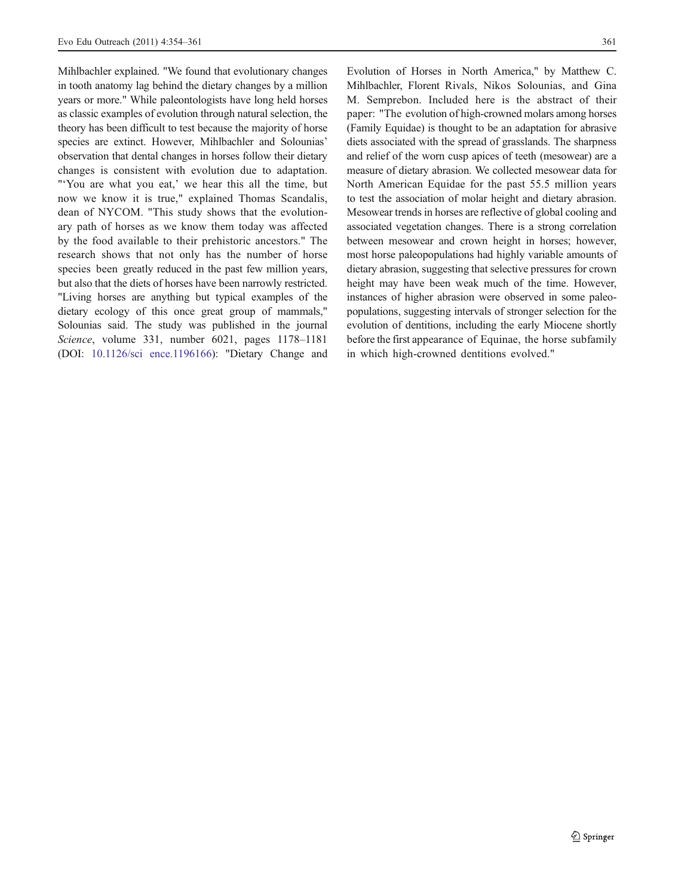Mihlbachler explained. "We found that evolutionary changes in tooth anatomy lag behind the dietary changes by a million years or more." While paleontologists have long held horses as classic examples of evolution through natural selection, the theory has been difficult to test because the majority of horse species are extinct. However, Mihlbachler and Solounias' observation that dental changes in horses follow their dietary changes is consistent with evolution due to adaptation. "'You are what you eat,' we hear this all the time, but now we know it is true," explained Thomas Scandalis, dean of NYCOM. "This study shows that the evolutionary path of horses as we know them today was affected by the food available to their prehistoric ancestors." The research shows that not only has the number of horse species been greatly reduced in the past few million years, but also that the diets of horses have been narrowly restricted. "Living horses are anything but typical examples of the dietary ecology of this once great group of mammals," Solounias said. The study was published in the journal *Science*, volume 331, number 6021, pages 1178–1181 (DOI: 10.1126/sci ence.1196166): "Dietary Change and Evolution of Horses in North America," by Matthew C. Mihlbachler, Florent Rivals, Nikos Solounias, and Gina M. Semprebon. Included here is the abstract of their paper: "The evolution of high-crowned molars among horses (Family Equidae) is thought to be an adaptation for abrasive diets associated with the spread of grasslands. The sharpness and relief of the worn cusp apices of teeth (mesowear) are a measure of dietary abrasion. We collected mesowear data for North American Equidae for the past 55.5 million years to test the association of molar height and dietary abrasion. Mesowear trends in horses are reflective of global cooling and associated vegetation changes. There is a strong correlation between mesowear and crown height in horses; however, most horse paleopopulations had highly variable amounts of dietary abrasion, suggesting that selective pressures for crown height may have been weak much of the time. However, instances of higher abrasion were observed in some paleopopulations, suggesting intervals of stronger selection for the evolution of dentitions, including the early Miocene shortly before the first appearance of Equinae, the horse subfamily in which high-crowned dentitions evolved."